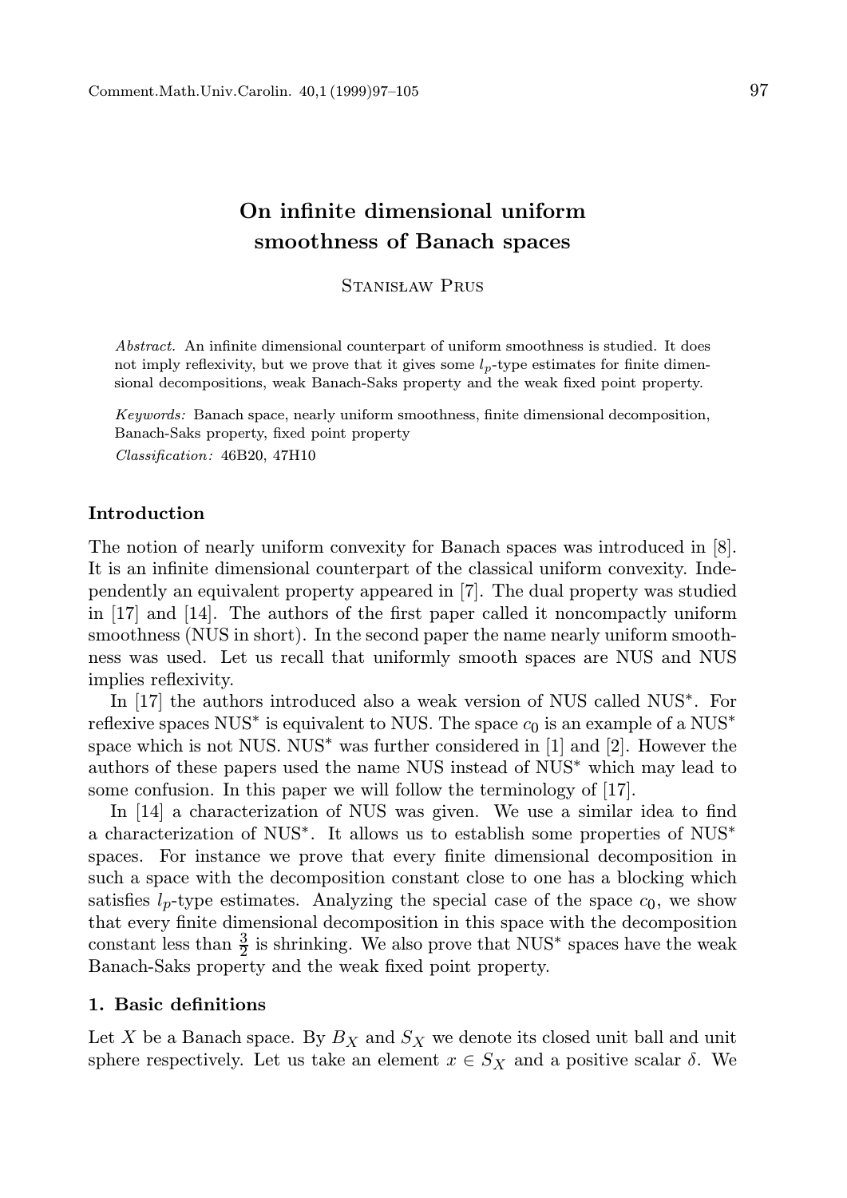# On infinite dimensional uniform smoothness of Banach spaces

Stanisław Prus

*Abstract.* An infinite dimensional counterpart of uniform smoothness is studied. It does not imply reflexivity, but we prove that it gives some $l_p$-type estimates for finite dimensional decompositions, weak Banach-Saks property and the weak fixed point property.

*Keywords:* Banach space, nearly uniform smoothness, finite dimensional decomposition, Banach-Saks property, fixed point property

*Classification:* 46B20, 47H10

## Introduction

The notion of nearly uniform convexity for Banach spaces was introduced in [8]. It is an infinite dimensional counterpart of the classical uniform convexity. Independently an equivalent property appeared in [7]. The dual property was studied in [17] and [14]. The authors of the first paper called it noncompactly uniform smoothness (NUS in short). In the second paper the name nearly uniform smoothness was used. Let us recall that uniformly smooth spaces are NUS and NUS implies reflexivity.

In [17] the authors introduced also a weak version of NUS called NUS*. For reflexive spaces NUS* is equivalent to NUS. The space $c_0$ is an example of a NUS* space which is not NUS. NUS* was further considered in [1] and [2]. However the authors of these papers used the name NUS instead of NUS* which may lead to some confusion. In this paper we will follow the terminology of [17].

In [14] a characterization of NUS was given. We use a similar idea to find a characterization of NUS*. It allows us to establish some properties of NUS* spaces. For instance we prove that every finite dimensional decomposition in such a space with the decomposition constant close to one has a blocking which satisfies $l_p$-type estimates. Analyzing the special case of the space $c_0$, we show that every finite dimensional decomposition in this space with the decomposition constant less than $\frac{3}{2}$ is shrinking. We also prove that NUS* spaces have the weak Banach-Saks property and the weak fixed point property.

## 1. Basic definitions

Let $X$ be a Banach space. By $B_X$ and $S_X$ we denote its closed unit ball and unit sphere respectively. Let us take an element $x \in S_X$ and a positive scalar $\delta$. We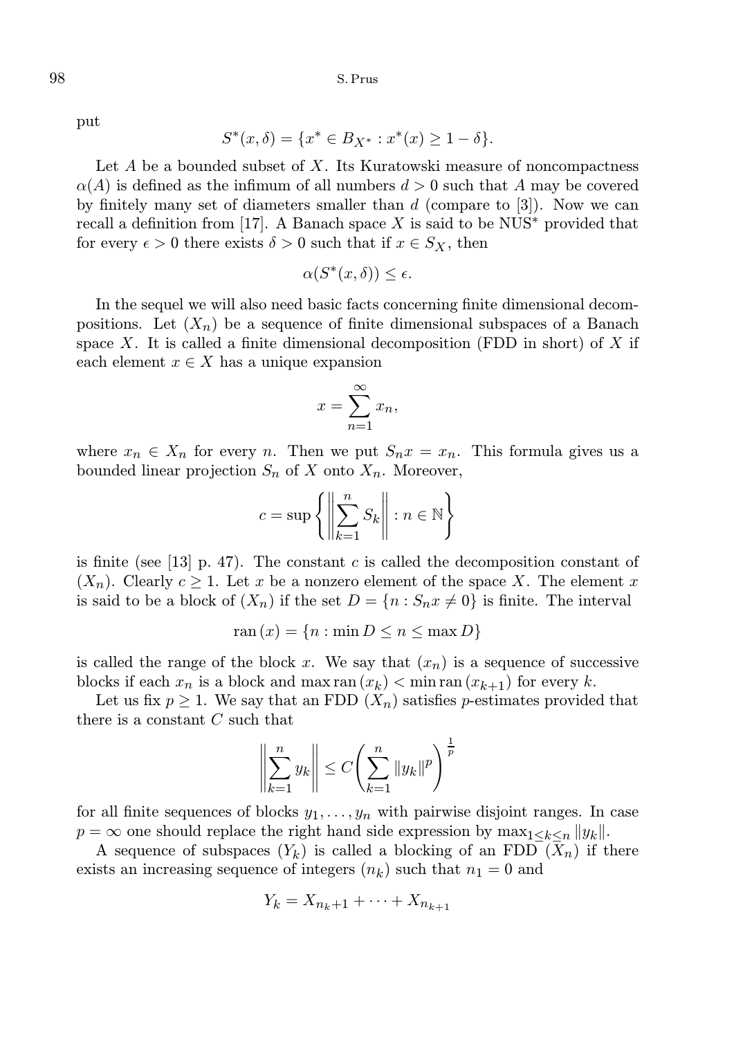put

$$S^*(x, \delta) = \{x^* \in B_{X^*} : x^*(x) \geq 1 - \delta\}.$$

Let $A$ be a bounded subset of $X$. Its Kuratowski measure of noncompactness $\alpha(A)$ is defined as the infimum of all numbers $d > 0$ such that $A$ may be covered by finitely many set of diameters smaller than $d$ (compare to [3]). Now we can recall a definition from [17]. A Banach space $X$ is said to be NUS* provided that for every $\epsilon > 0$ there exists $\delta > 0$ such that if $x \in S_X$, then

$$\alpha(S^*(x, \delta)) \leq \epsilon.$$

In the sequel we will also need basic facts concerning finite dimensional decompositions. Let $(X_n)$ be a sequence of finite dimensional subspaces of a Banach space $X$. It is called a finite dimensional decomposition (FDD in short) of $X$ if each element $x \in X$ has a unique expansion

$$x = \sum_{n=1}^{\infty} x_n,$$

where $x_n \in X_n$ for every $n$. Then we put $S_n x = x_n$. This formula gives us a bounded linear projection $S_n$ of $X$ onto $X_n$. Moreover,

$$c = \sup \left\{ \left\| \sum_{k=1}^{n} S_k \right\| : n \in \mathbb{N} \right\}$$

is finite (see [13] p. 47). The constant $c$ is called the decomposition constant of $(X_n)$. Clearly $c \geq 1$. Let $x$ be a nonzero element of the space $X$. The element $x$ is said to be a block of $(X_n)$ if the set $D = \{n : S_n x \neq 0\}$ is finite. The interval

$$\operatorname{ran}(x) = \{n : \min D \leq n \leq \max D\}$$

is called the range of the block $x$. We say that $(x_n)$ is a sequence of successive blocks if each $x_n$ is a block and $\max \operatorname{ran}(x_k) < \min \operatorname{ran}(x_{k+1})$ for every $k$.

Let us fix $p \geq 1$. We say that an FDD $(X_n)$ satisfies *p*-estimates provided that there is a constant $C$ such that

$$\left\| \sum_{k=1}^{n} y_k \right\| \leq C \left( \sum_{k=1}^{n} \|y_k\|^p \right)^{\frac{1}{p}}$$

for all finite sequences of blocks $y_1, \ldots, y_n$ with pairwise disjoint ranges. In case $p = \infty$ one should replace the right hand side expression by $\max_{1 \leq k \leq n} \|y_k\|$.

A sequence of subspaces $(Y_k)$ is called a blocking of an FDD $(X_n)$ if there exists an increasing sequence of integers $(n_k)$ such that $n_1 = 0$ and

$$Y_k = X_{n_k+1} + \cdots + X_{n_{k+1}}$$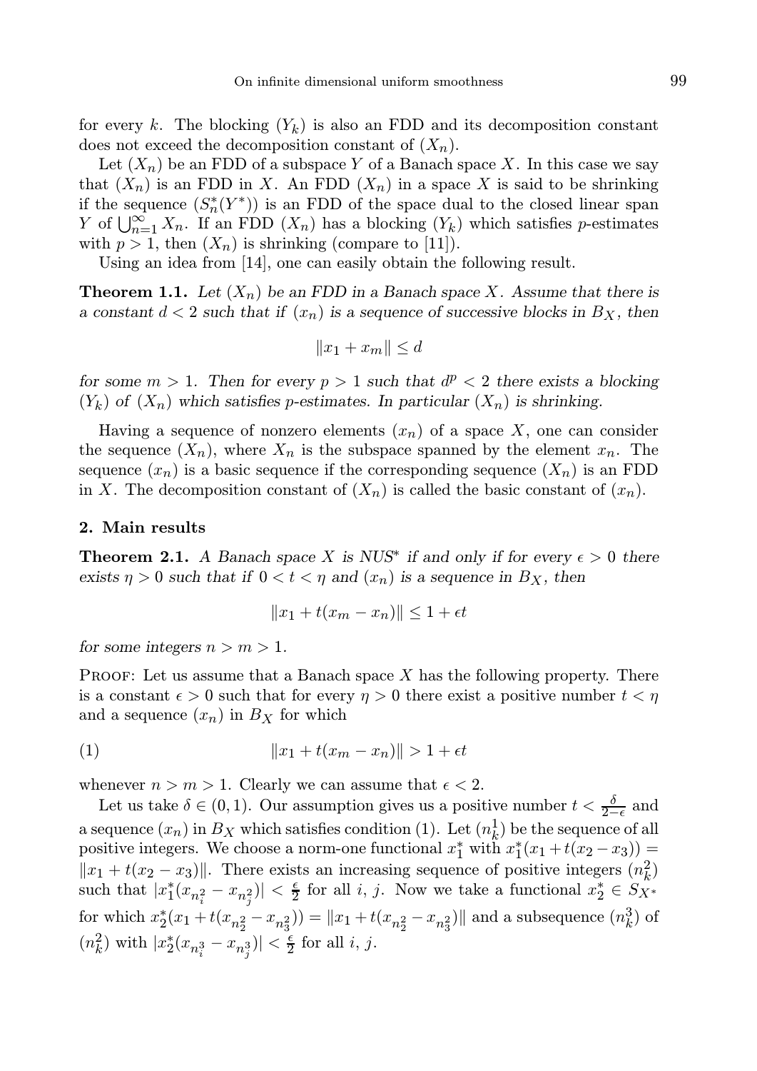for every $k$. The blocking $(Y_k)$ is also an FDD and its decomposition constant does not exceed the decomposition constant of $(X_n)$.

Let $(X_n)$ be an FDD of a subspace $Y$ of a Banach space $X$. In this case we say that $(X_n)$ is an FDD in $X$. An FDD $(X_n)$ in a space $X$ is said to be shrinking if the sequence $(S_n^*(Y^*))$ is an FDD of the space dual to the closed linear span $Y$ of $\bigcup_{n=1}^{\infty} X_n$. If an FDD $(X_n)$ has a blocking $(Y_k)$ which satisfies $p$-estimates with $p > 1$, then $(X_n)$ is shrinking (compare to [11]).

Using an idea from [14], one can easily obtain the following result.

**Theorem 1.1.** *Let $(X_n)$ be an FDD in a Banach space $X$. Assume that there is a constant $d < 2$ such that if $(x_n)$ is a sequence of successive blocks in $B_X$, then*

$$\|x_1 + x_m\| \leq d$$

*for some $m > 1$. Then for every $p > 1$ such that $d^p < 2$ there exists a blocking $(Y_k)$ of $(X_n)$ which satisfies $p$-estimates. In particular $(X_n)$ is shrinking.*

Having a sequence of nonzero elements $(x_n)$ of a space $X$, one can consider the sequence $(X_n)$, where $X_n$ is the subspace spanned by the element $x_n$. The sequence $(x_n)$ is a basic sequence if the corresponding sequence $(X_n)$ is an FDD in $X$. The decomposition constant of $(X_n)$ is called the basic constant of $(x_n)$.

## 2. Main results

**Theorem 2.1.** *A Banach space $X$ is NUS\* if and only if for every $\epsilon > 0$ there exists $\eta > 0$ such that if $0 < t < \eta$ and $(x_n)$ is a sequence in $B_X$, then*

$$\|x_1 + t(x_m - x_n)\| \leq 1 + \epsilon t$$

*for some integers $n > m > 1$.*

Proof: Let us assume that a Banach space $X$ has the following property. There is a constant $\epsilon > 0$ such that for every $\eta > 0$ there exist a positive number $t < \eta$ and a sequence $(x_n)$ in $B_X$ for which

$$\|x_1 + t(x_m - x_n)\| > 1 + \epsilon t \tag{1}$$

whenever $n > m > 1$. Clearly we can assume that $\epsilon < 2$.

Let us take $\delta \in (0,1)$. Our assumption gives us a positive number $t < \frac{\delta}{2-\epsilon}$ and a sequence $(x_n)$ in $B_X$ which satisfies condition (1). Let $(n_k^1)$ be the sequence of all positive integers. We choose a norm-one functional $x_1^*$ with $x_1^*(x_1 + t(x_2 - x_3)) = \|x_1 + t(x_2 - x_3)\|$. There exists an increasing sequence of positive integers $(n_k^2)$ such that $|x_1^*(x_{n_i^2} - x_{n_j^2})| < \frac{\epsilon}{2}$ for all $i$, $j$. Now we take a functional $x_2^* \in S_{X^*}$ for which $x_2^*(x_1 + t(x_{n_2^2} - x_{n_3^2})) = \|x_1 + t(x_{n_2^2} - x_{n_3^2})\|$ and a subsequence $(n_k^3)$ of $(n_k^2)$ with $|x_2^*(x_{n_i^3} - x_{n_j^3})| < \frac{\epsilon}{2}$ for all $i$, $j$.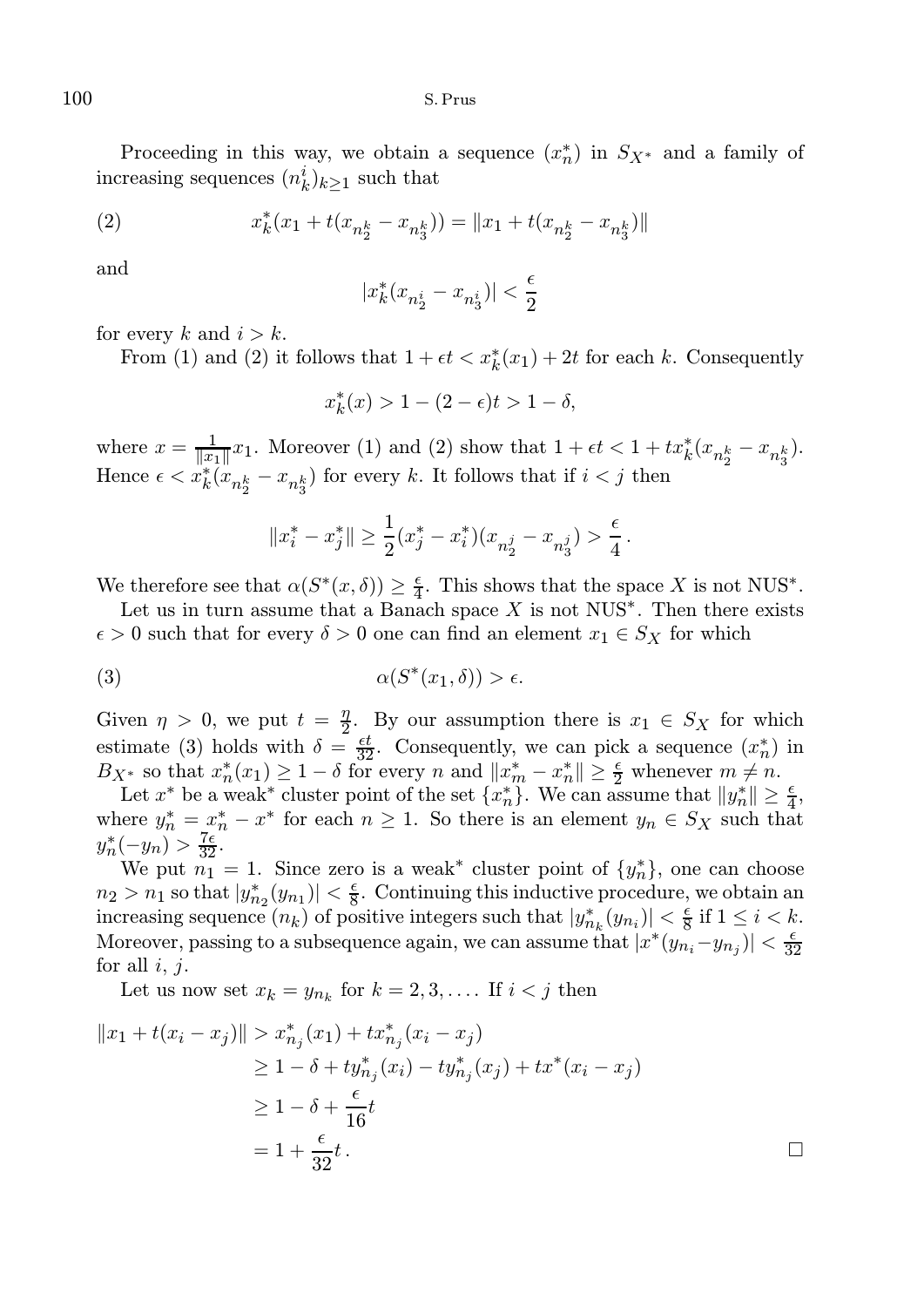Proceeding in this way, we obtain a sequence $(x_n^*)$ in $S_{X^*}$ and a family of increasing sequences $(n_k^i)_{k\geq 1}$ such that

$$x_k^*(x_1 + t(x_{n_2^k} - x_{n_3^k})) = \|x_1 + t(x_{n_2^k} - x_{n_3^k})\| \tag{2}$$

and

$$|x_k^*(x_{n_2^i} - x_{n_3^i})| < \frac{\epsilon}{2}$$

for every $k$ and $i > k$.

From (1) and (2) it follows that $1 + \epsilon t < x_k^*(x_1) + 2t$ for each $k$. Consequently

$$x_k^*(x) > 1 - (2-\epsilon)t > 1 - \delta,$$

where $x = \frac{1}{\|x_1\|}x_1$. Moreover (1) and (2) show that $1 + \epsilon t < 1 + t x_k^*(x_{n_2^k} - x_{n_3^k})$. Hence $\epsilon < x_k^*(x_{n_2^k} - x_{n_3^k})$ for every $k$. It follows that if $i < j$ then

$$\|x_i^* - x_j^*\| \geq \frac{1}{2}(x_j^* - x_i^*)(x_{n_2^j} - x_{n_3^j}) > \frac{\epsilon}{4}\,.$$

We therefore see that $\alpha(S^*(x,\delta)) \geq \frac{\epsilon}{4}$. This shows that the space $X$ is not NUS*.

Let us in turn assume that a Banach space $X$ is not NUS*. Then there exists $\epsilon > 0$ such that for every $\delta > 0$ one can find an element $x_1 \in S_X$ for which

$$\alpha(S^*(x_1,\delta)) > \epsilon. \tag{3}$$

Given $\eta > 0$, we put $t = \frac{\eta}{2}$. By our assumption there is $x_1 \in S_X$ for which estimate (3) holds with $\delta = \frac{\epsilon t}{32}$. Consequently, we can pick a sequence $(x_n^*)$ in $B_{X^*}$ so that $x_n^*(x_1) \geq 1 - \delta$ for every $n$ and $\|x_m^* - x_n^*\| \geq \frac{\epsilon}{2}$ whenever $m \neq n$.

Let $x^*$ be a weak* cluster point of the set $\{x_n^*\}$. We can assume that $\|y_n^*\| \geq \frac{\epsilon}{4}$, where $y_n^* = x_n^* - x^*$ for each $n \geq 1$. So there is an element $y_n \in S_X$ such that $y_n^*(-y_n) > \frac{7\epsilon}{32}$.

We put $n_1 = 1$. Since zero is a weak* cluster point of $\{y_n^*\}$, one can choose $n_2 > n_1$ so that $|y_{n_2}^*(y_{n_1})| < \frac{\epsilon}{8}$. Continuing this inductive procedure, we obtain an increasing sequence $(n_k)$ of positive integers such that $|y_{n_k}^*(y_{n_i})| < \frac{\epsilon}{8}$ if $1 \leq i < k$. Moreover, passing to a subsequence again, we can assume that $|x^*(y_{n_i} - y_{n_j})| < \frac{\epsilon}{32}$ for all $i$, $j$.

Let us now set $x_k = y_{n_k}$ for $k = 2, 3, \ldots$. If $i < j$ then

$$\begin{aligned}
\|x_1 + t(x_i - x_j)\| &> x_{n_j}^*(x_1) + t x_{n_j}^*(x_i - x_j) \\
&\geq 1 - \delta + t y_{n_j}^*(x_i) - t y_{n_j}^*(x_j) + t x^*(x_i - x_j) \\
&\geq 1 - \delta + \frac{\epsilon}{16}t \\
&= 1 + \frac{\epsilon}{32}t\,.
\end{aligned}$$

□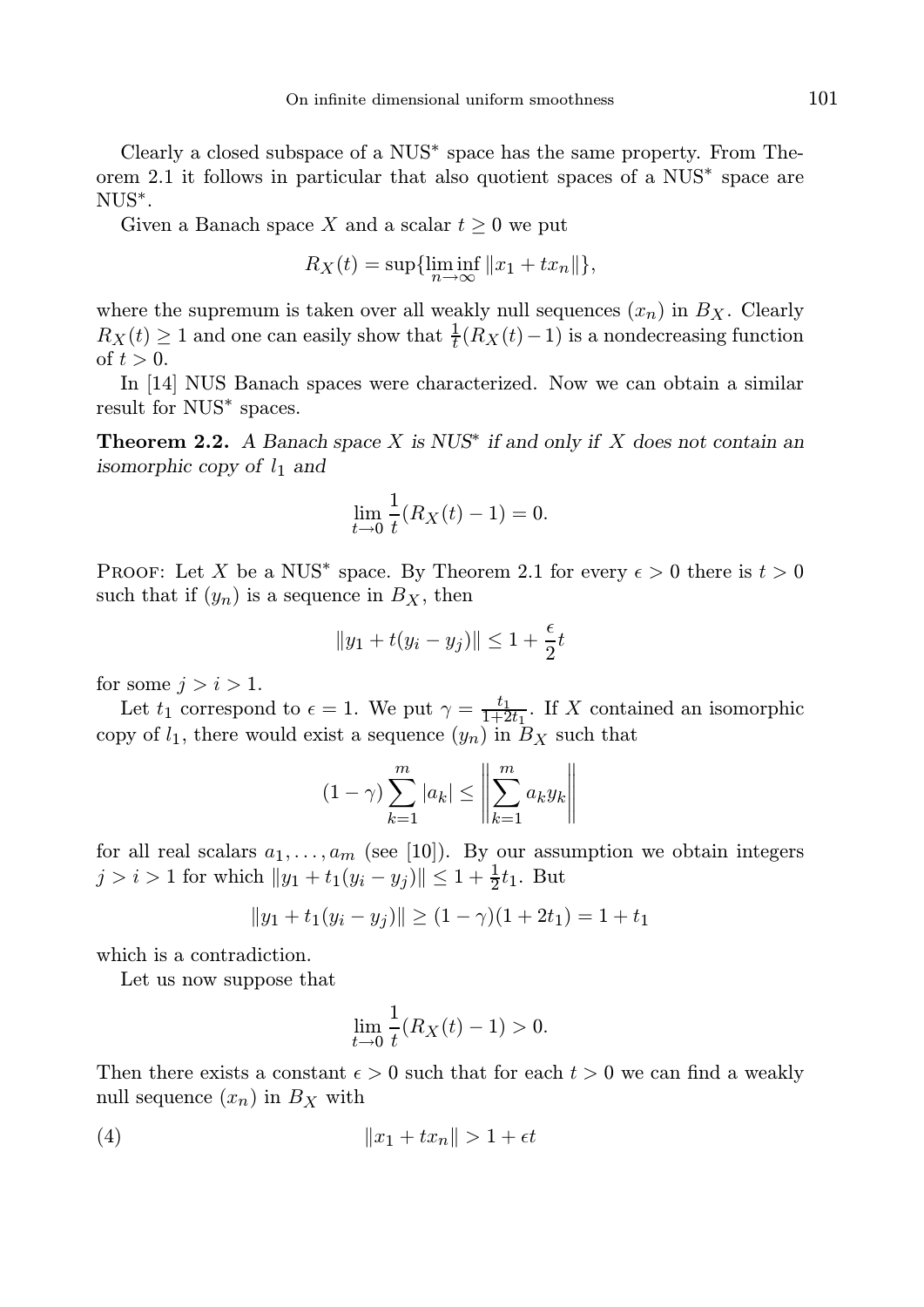Clearly a closed subspace of a NUS* space has the same property. From Theorem 2.1 it follows in particular that also quotient spaces of a NUS* space are NUS*.

Given a Banach space $X$ and a scalar $t \geq 0$ we put

$$R_X(t) = \sup\{\liminf_{n\to\infty} \|x_1 + tx_n\|\},$$

where the supremum is taken over all weakly null sequences $(x_n)$ in $B_X$. Clearly $R_X(t) \geq 1$ and one can easily show that $\frac{1}{t}(R_X(t) - 1)$ is a nondecreasing function of $t > 0$.

In [14] NUS Banach spaces were characterized. Now we can obtain a similar result for NUS* spaces.

**Theorem 2.2.** *A Banach space $X$ is NUS* if and only if $X$ does not contain an isomorphic copy of $l_1$ and*

$$\lim_{t\to 0} \frac{1}{t}(R_X(t) - 1) = 0.$$

Proof: Let $X$ be a NUS* space. By Theorem 2.1 for every $\epsilon > 0$ there is $t > 0$ such that if $(y_n)$ is a sequence in $B_X$, then

$$\|y_1 + t(y_i - y_j)\| \leq 1 + \frac{\epsilon}{2}t$$

for some $j > i > 1$.

Let $t_1$ correspond to $\epsilon = 1$. We put $\gamma = \frac{t_1}{1+2t_1}$. If $X$ contained an isomorphic copy of $l_1$, there would exist a sequence $(y_n)$ in $B_X$ such that

$$(1-\gamma)\sum_{k=1}^{m} |a_k| \leq \left\| \sum_{k=1}^{m} a_k y_k \right\|$$

for all real scalars $a_1, \ldots, a_m$ (see [10]). By our assumption we obtain integers $j > i > 1$ for which $\|y_1 + t_1(y_i - y_j)\| \leq 1 + \frac{1}{2}t_1$. But

$$\|y_1 + t_1(y_i - y_j)\| \geq (1-\gamma)(1 + 2t_1) = 1 + t_1$$

which is a contradiction.

Let us now suppose that

$$\lim_{t\to 0} \frac{1}{t}(R_X(t) - 1) > 0.$$

Then there exists a constant $\epsilon > 0$ such that for each $t > 0$ we can find a weakly null sequence $(x_n)$ in $B_X$ with

$$\|x_1 + tx_n\| > 1 + \epsilon t \tag{4}$$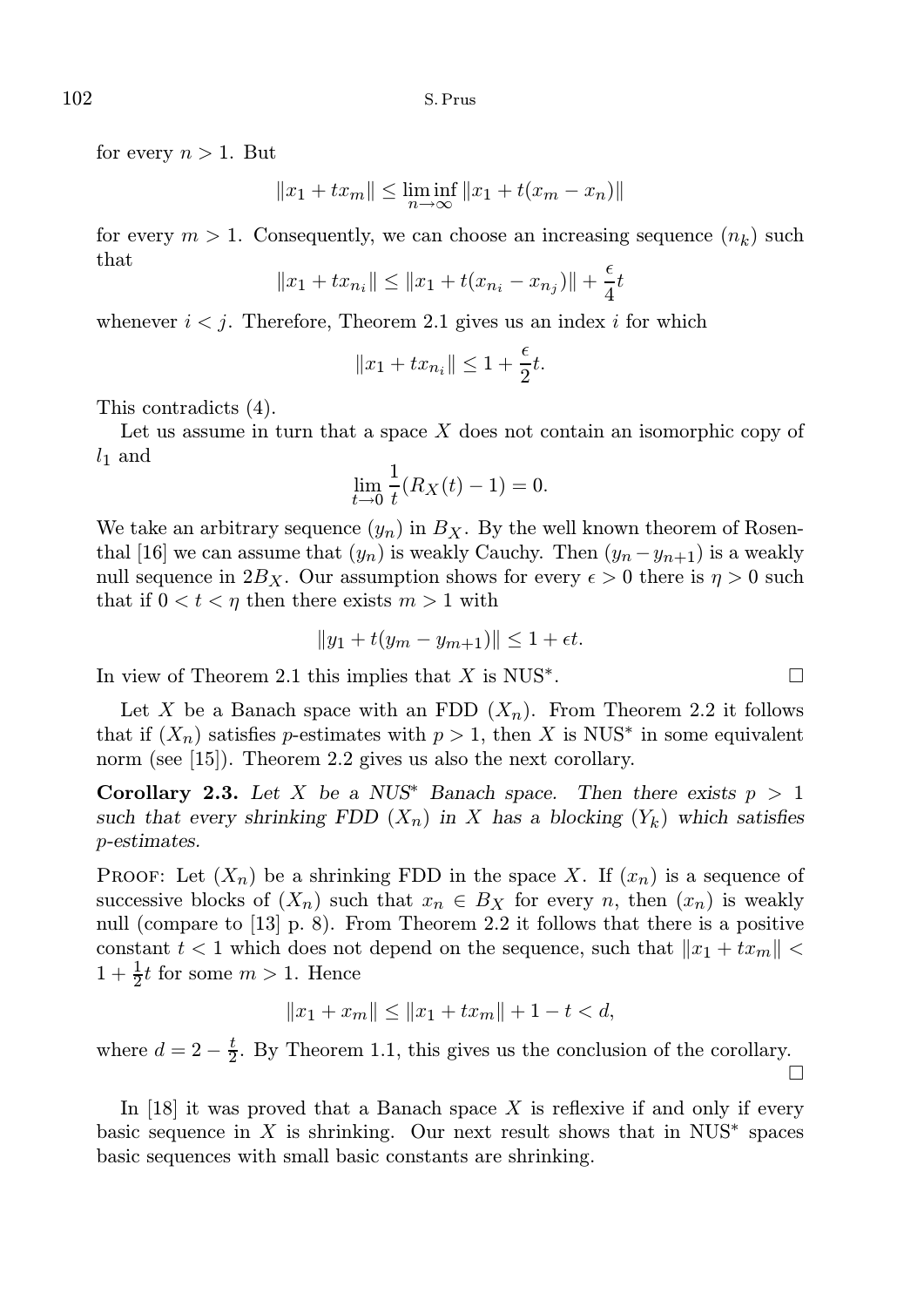for every $n > 1$. But

$$\|x_1 + tx_m\| \le \liminf_{n\to\infty} \|x_1 + t(x_m - x_n)\|$$

for every $m > 1$. Consequently, we can choose an increasing sequence $(n_k)$ such that

$$\|x_1 + tx_{n_i}\| \le \|x_1 + t(x_{n_i} - x_{n_j})\| + \frac{\epsilon}{4}t$$

whenever $i < j$. Therefore, Theorem 2.1 gives us an index $i$ for which

$$\|x_1 + tx_{n_i}\| \le 1 + \frac{\epsilon}{2}t.$$

This contradicts (4).

Let us assume in turn that a space $X$ does not contain an isomorphic copy of $l_1$ and

$$\lim_{t\to 0} \frac{1}{t}(R_X(t) - 1) = 0.$$

We take an arbitrary sequence $(y_n)$ in $B_X$. By the well known theorem of Rosenthal [16] we can assume that $(y_n)$ is weakly Cauchy. Then $(y_n - y_{n+1})$ is a weakly null sequence in $2B_X$. Our assumption shows for every $\epsilon > 0$ there is $\eta > 0$ such that if $0 < t < \eta$ then there exists $m > 1$ with

$$\|y_1 + t(y_m - y_{m+1})\| \le 1 + \epsilon t.$$

In view of Theorem 2.1 this implies that $X$ is NUS*. □

Let $X$ be a Banach space with an FDD $(X_n)$. From Theorem 2.2 it follows that if $(X_n)$ satisfies $p$-estimates with $p > 1$, then $X$ is NUS* in some equivalent norm (see [15]). Theorem 2.2 gives us also the next corollary.

**Corollary 2.3.** *Let $X$ be a NUS* Banach space. Then there exists $p > 1$ such that every shrinking FDD $(X_n)$ in $X$ has a blocking $(Y_k)$ which satisfies $p$-estimates.*

Proof: Let $(X_n)$ be a shrinking FDD in the space $X$. If $(x_n)$ is a sequence of successive blocks of $(X_n)$ such that $x_n \in B_X$ for every $n$, then $(x_n)$ is weakly null (compare to [13] p. 8). From Theorem 2.2 it follows that there is a positive constant $t < 1$ which does not depend on the sequence, such that $\|x_1 + tx_m\| < 1 + \frac{1}{2}t$ for some $m > 1$. Hence

$$\|x_1 + x_m\| \le \|x_1 + tx_m\| + 1 - t < d,$$

where $d = 2 - \frac{t}{2}$. By Theorem 1.1, this gives us the conclusion of the corollary. □

In [18] it was proved that a Banach space $X$ is reflexive if and only if every basic sequence in $X$ is shrinking. Our next result shows that in NUS* spaces basic sequences with small basic constants are shrinking.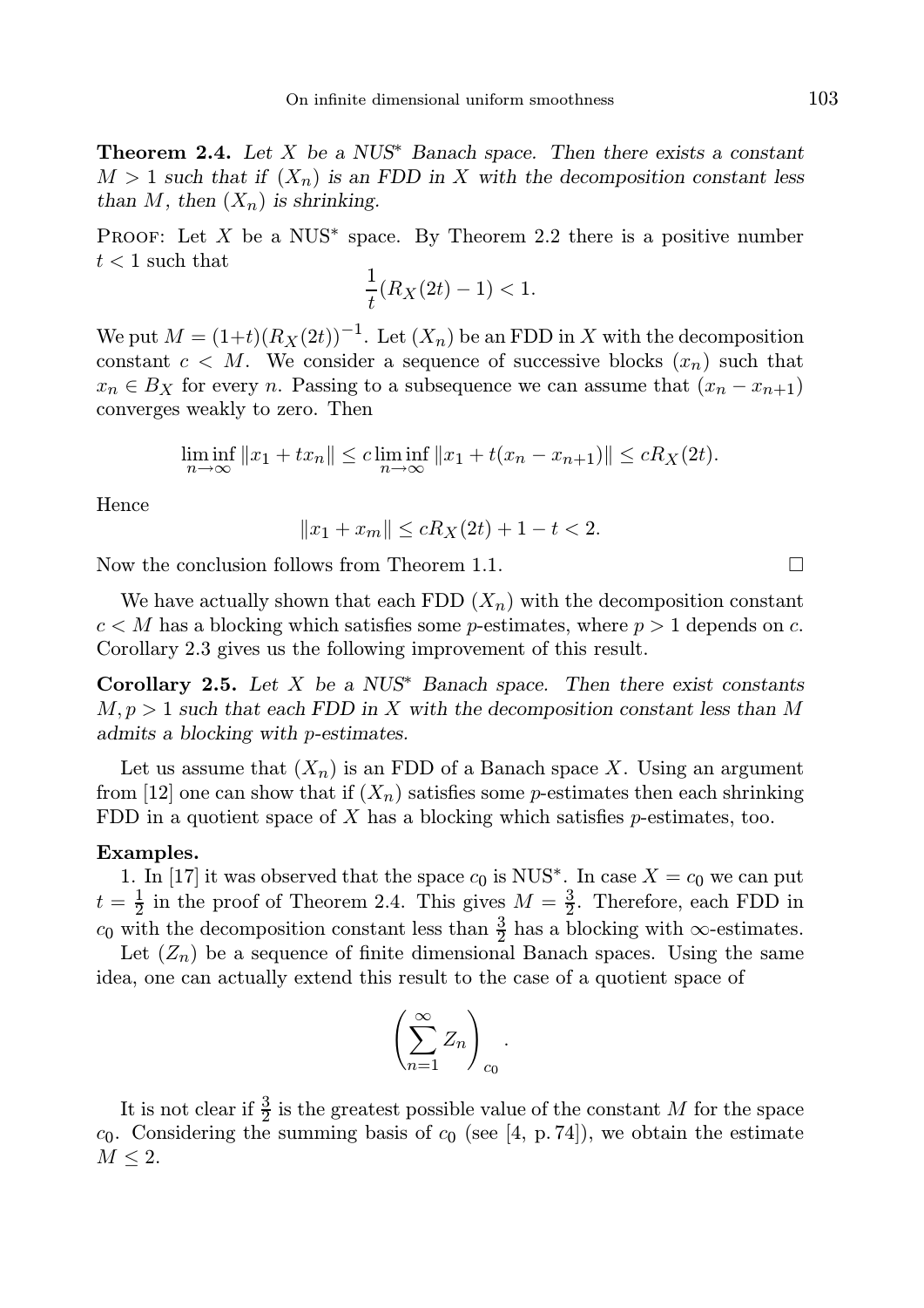**Theorem 2.4.** *Let $X$ be a NUS\* Banach space. Then there exists a constant $M > 1$ such that if $(X_n)$ is an FDD in $X$ with the decomposition constant less than $M$, then $(X_n)$ is shrinking.*

Proof: Let $X$ be a NUS\* space. By Theorem 2.2 there is a positive number $t < 1$ such that

$$\frac{1}{t}(R_X(2t) - 1) < 1.$$

We put $M = (1+t)(R_X(2t))^{-1}$. Let $(X_n)$ be an FDD in $X$ with the decomposition constant $c < M$. We consider a sequence of successive blocks $(x_n)$ such that $x_n \in B_X$ for every $n$. Passing to a subsequence we can assume that $(x_n - x_{n+1})$ converges weakly to zero. Then

$$\liminf_{n\to\infty} \|x_1 + tx_n\| \leq c \liminf_{n\to\infty} \|x_1 + t(x_n - x_{n+1})\| \leq cR_X(2t).$$

Hence

$$\|x_1 + x_m\| \leq cR_X(2t) + 1 - t < 2.$$

Now the conclusion follows from Theorem 1.1. $\square$

We have actually shown that each FDD $(X_n)$ with the decomposition constant $c < M$ has a blocking which satisfies some $p$-estimates, where $p > 1$ depends on $c$. Corollary 2.3 gives us the following improvement of this result.

**Corollary 2.5.** *Let $X$ be a NUS\* Banach space. Then there exist constants $M, p > 1$ such that each FDD in $X$ with the decomposition constant less than $M$ admits a blocking with $p$-estimates.*

Let us assume that $(X_n)$ is an FDD of a Banach space $X$. Using an argument from [12] one can show that if $(X_n)$ satisfies some $p$-estimates then each shrinking FDD in a quotient space of $X$ has a blocking which satisfies $p$-estimates, too.

**Examples.**

1. In [17] it was observed that the space $c_0$ is NUS\*. In case $X = c_0$ we can put $t = \frac{1}{2}$ in the proof of Theorem 2.4. This gives $M = \frac{3}{2}$. Therefore, each FDD in $c_0$ with the decomposition constant less than $\frac{3}{2}$ has a blocking with $\infty$-estimates.

Let $(Z_n)$ be a sequence of finite dimensional Banach spaces. Using the same idea, one can actually extend this result to the case of a quotient space of

$$\left(\sum_{n=1}^{\infty} Z_n\right)_{c_0}.$$

It is not clear if $\frac{3}{2}$ is the greatest possible value of the constant $M$ for the space $c_0$. Considering the summing basis of $c_0$ (see [4, p. 74]), we obtain the estimate $M \leq 2$.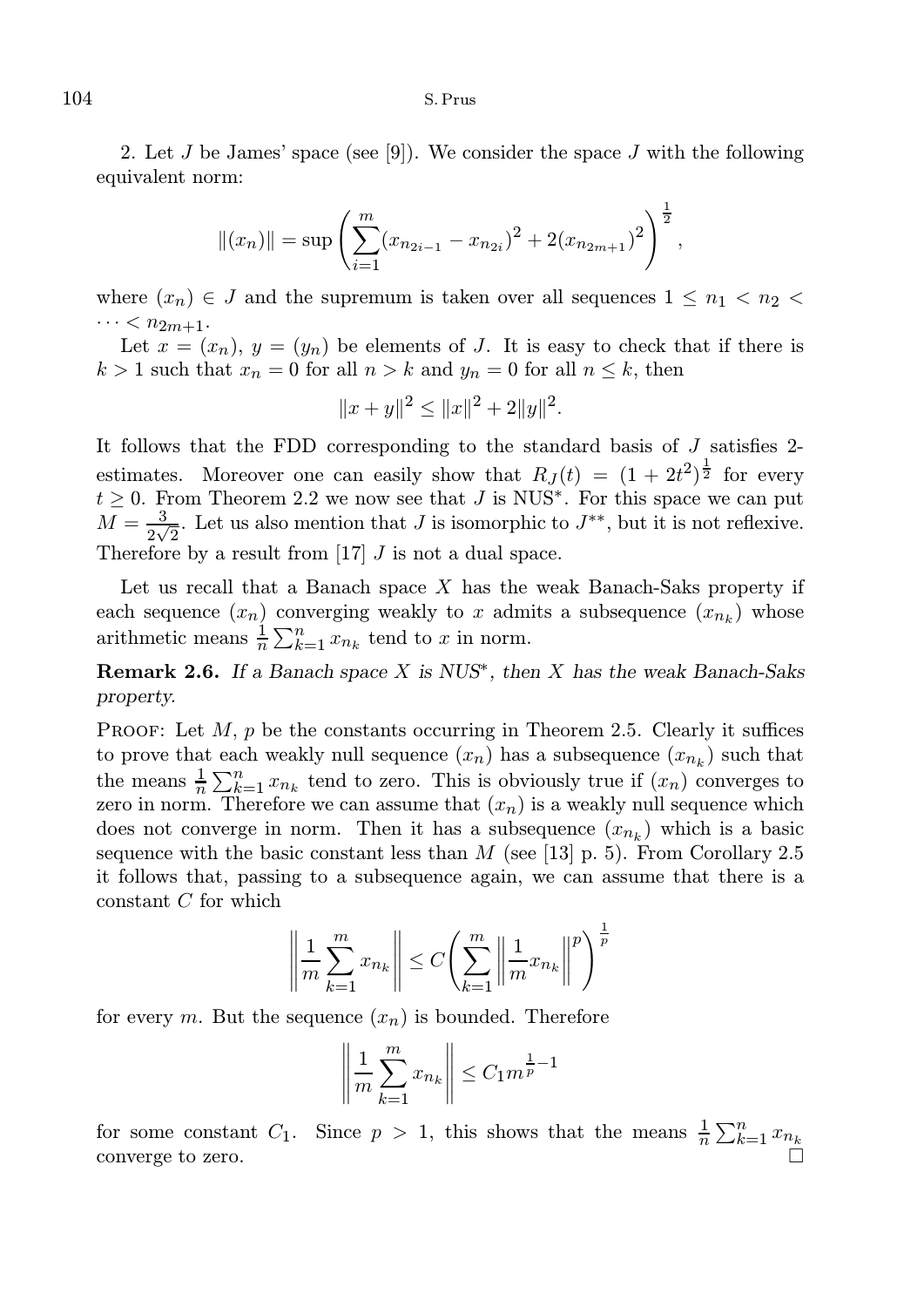2. Let $J$ be James' space (see [9]). We consider the space $J$ with the following equivalent norm:

$$\|(x_n)\| = \sup \left( \sum_{i=1}^{m} (x_{n_{2i-1}} - x_{n_{2i}})^2 + 2(x_{n_{2m+1}})^2 \right)^{\frac{1}{2}},$$

where $(x_n) \in J$ and the supremum is taken over all sequences $1 \leq n_1 < n_2 < \cdots < n_{2m+1}$.

Let $x = (x_n)$, $y = (y_n)$ be elements of $J$. It is easy to check that if there is $k > 1$ such that $x_n = 0$ for all $n > k$ and $y_n = 0$ for all $n \leq k$, then

$$\|x + y\|^2 \leq \|x\|^2 + 2\|y\|^2.$$

It follows that the FDD corresponding to the standard basis of $J$ satisfies 2-estimates. Moreover one can easily show that $R_J(t) = (1 + 2t^2)^{\frac{1}{2}}$ for every $t \geq 0$. From Theorem 2.2 we now see that $J$ is NUS$^*$. For this space we can put $M = \frac{3}{2\sqrt{2}}$. Let us also mention that $J$ is isomorphic to $J^{**}$, but it is not reflexive. Therefore by a result from [17] $J$ is not a dual space.

Let us recall that a Banach space $X$ has the weak Banach-Saks property if each sequence $(x_n)$ converging weakly to $x$ admits a subsequence $(x_{n_k})$ whose arithmetic means $\frac{1}{n}\sum_{k=1}^{n} x_{n_k}$ tend to $x$ in norm.

**Remark 2.6.** *If a Banach space $X$ is NUS$^*$, then $X$ has the weak Banach-Saks property.*

Proof: Let $M$, $p$ be the constants occurring in Theorem 2.5. Clearly it suffices to prove that each weakly null sequence $(x_n)$ has a subsequence $(x_{n_k})$ such that the means $\frac{1}{n}\sum_{k=1}^{n} x_{n_k}$ tend to zero. This is obviously true if $(x_n)$ converges to zero in norm. Therefore we can assume that $(x_n)$ is a weakly null sequence which does not converge in norm. Then it has a subsequence $(x_{n_k})$ which is a basic sequence with the basic constant less than $M$ (see [13] p. 5). From Corollary 2.5 it follows that, passing to a subsequence again, we can assume that there is a constant $C$ for which

$$\left\| \frac{1}{m} \sum_{k=1}^{m} x_{n_k} \right\| \leq C \left( \sum_{k=1}^{m} \left\| \frac{1}{m} x_{n_k} \right\|^p \right)^{\frac{1}{p}}$$

for every $m$. But the sequence $(x_n)$ is bounded. Therefore

$$\left\| \frac{1}{m} \sum_{k=1}^{m} x_{n_k} \right\| \leq C_1 m^{\frac{1}{p} - 1}$$

for some constant $C_1$. Since $p > 1$, this shows that the means $\frac{1}{n}\sum_{k=1}^{n} x_{n_k}$ converge to zero. □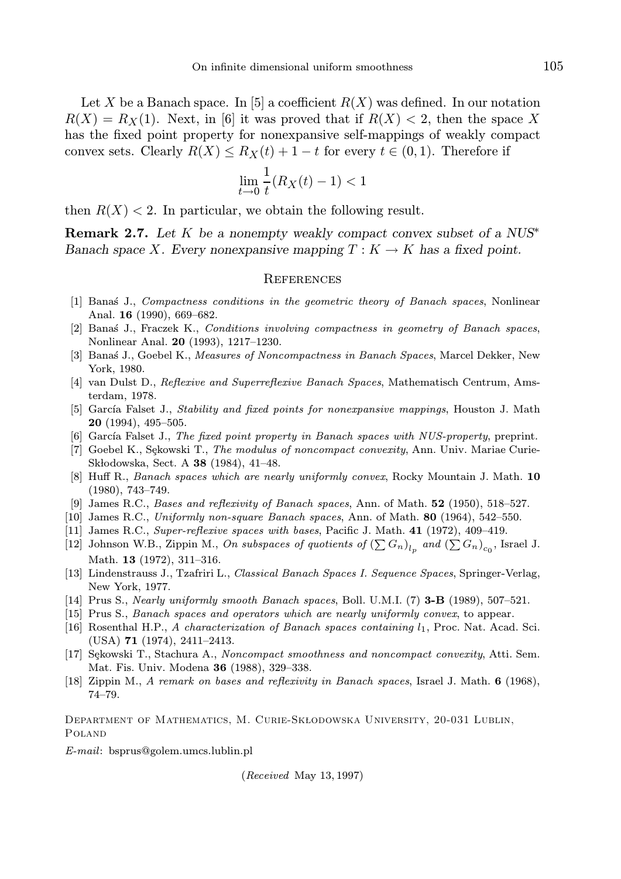Let $X$ be a Banach space. In [5] a coefficient $R(X)$ was defined. In our notation $R(X) = R_X(1)$. Next, in [6] it was proved that if $R(X) < 2$, then the space $X$ has the fixed point property for nonexpansive self-mappings of weakly compact convex sets. Clearly $R(X) \leq R_X(t) + 1 - t$ for every $t \in (0,1)$. Therefore if

$$\lim_{t \to 0} \frac{1}{t}(R_X(t) - 1) < 1$$

then $R(X) < 2$. In particular, we obtain the following result.

**Remark 2.7.** *Let $K$ be a nonempty weakly compact convex subset of a NUS\* Banach space $X$. Every nonexpansive mapping $T : K \to K$ has a fixed point.*

## References

[1] Banaś J., *Compactness conditions in the geometric theory of Banach spaces*, Nonlinear Anal. **16** (1990), 669–682.

[2] Banaś J., Fraczek K., *Conditions involving compactness in geometry of Banach spaces*, Nonlinear Anal. **20** (1993), 1217–1230.

[3] Banaś J., Goebel K., *Measures of Noncompactness in Banach Spaces*, Marcel Dekker, New York, 1980.

[4] van Dulst D., *Reflexive and Superreflexive Banach Spaces*, Mathematisch Centrum, Amsterdam, 1978.

[5] García Falset J., *Stability and fixed points for nonexpansive mappings*, Houston J. Math **20** (1994), 495–505.

[6] García Falset J., *The fixed point property in Banach spaces with NUS-property*, preprint.

[7] Goebel K., Sękowski T., *The modulus of noncompact convexity*, Ann. Univ. Mariae Curie-Skłodowska, Sect. A **38** (1984), 41–48.

[8] Huff R., *Banach spaces which are nearly uniformly convex*, Rocky Mountain J. Math. **10** (1980), 743–749.

[9] James R.C., *Bases and reflexivity of Banach spaces*, Ann. of Math. **52** (1950), 518–527.

[10] James R.C., *Uniformly non-square Banach spaces*, Ann. of Math. **80** (1964), 542–550.

[11] James R.C., *Super-reflexive spaces with bases*, Pacific J. Math. **41** (1972), 409–419.

[12] Johnson W.B., Zippin M., *On subspaces of quotients of $(\sum G_n)_{l_p}$ and $(\sum G_n)_{c_0}$*, Israel J. Math. **13** (1972), 311–316.

[13] Lindenstrauss J., Tzafriri L., *Classical Banach Spaces I. Sequence Spaces*, Springer-Verlag, New York, 1977.

[14] Prus S., *Nearly uniformly smooth Banach spaces*, Boll. U.M.I. (7) **3-B** (1989), 507–521.

[15] Prus S., *Banach spaces and operators which are nearly uniformly convex*, to appear.

[16] Rosenthal H.P., *A characterization of Banach spaces containing $l_1$*, Proc. Nat. Acad. Sci. (USA) **71** (1974), 2411–2413.

[17] Sękowski T., Stachura A., *Noncompact smoothness and noncompact convexity*, Atti. Sem. Mat. Fis. Univ. Modena **36** (1988), 329–338.

[18] Zippin M., *A remark on bases and reflexivity in Banach spaces*, Israel J. Math. **6** (1968), 74–79.

Department of Mathematics, M. Curie-Skłodowska University, 20-031 Lublin, Poland

*E-mail*: bsprus@golem.umcs.lublin.pl

(*Received* May 13, 1997)